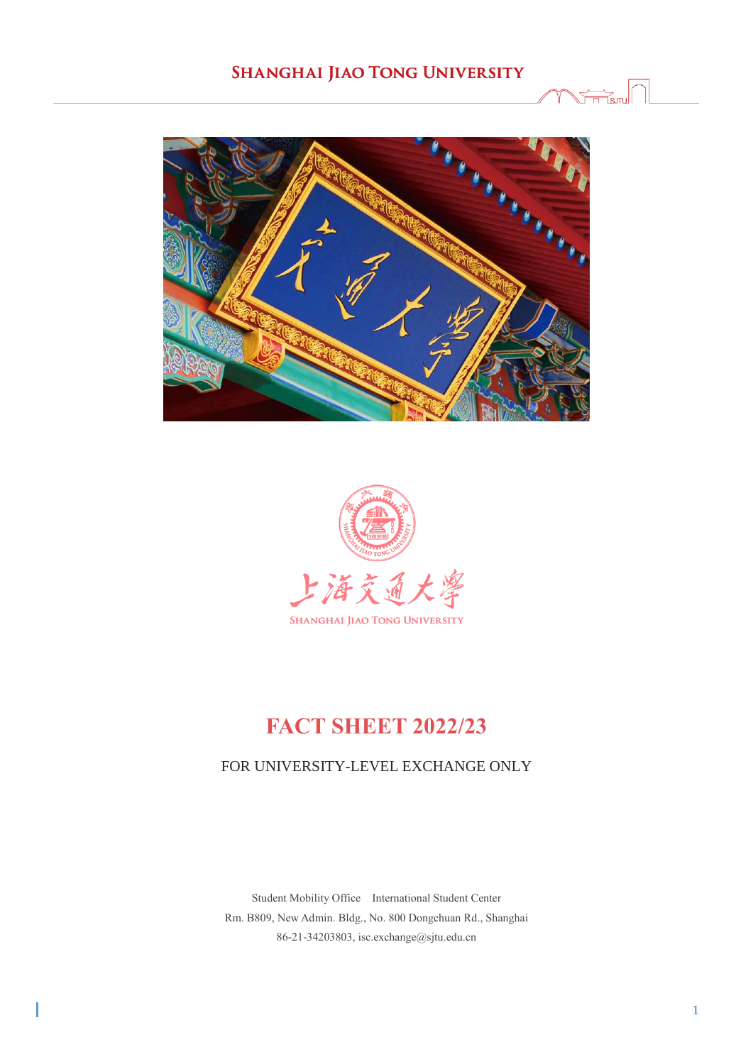# FACT SHEET 2022/23

FOR UNIVERSITY-LEVEL EXCHANGE ONLY

Student Mobility Office International Student Center
Rm. B809, New Admin. Bldg., No. 800 Dongchuan Rd., Shanghai
86-21-34203803, isc.exchange@sjtu.edu.cn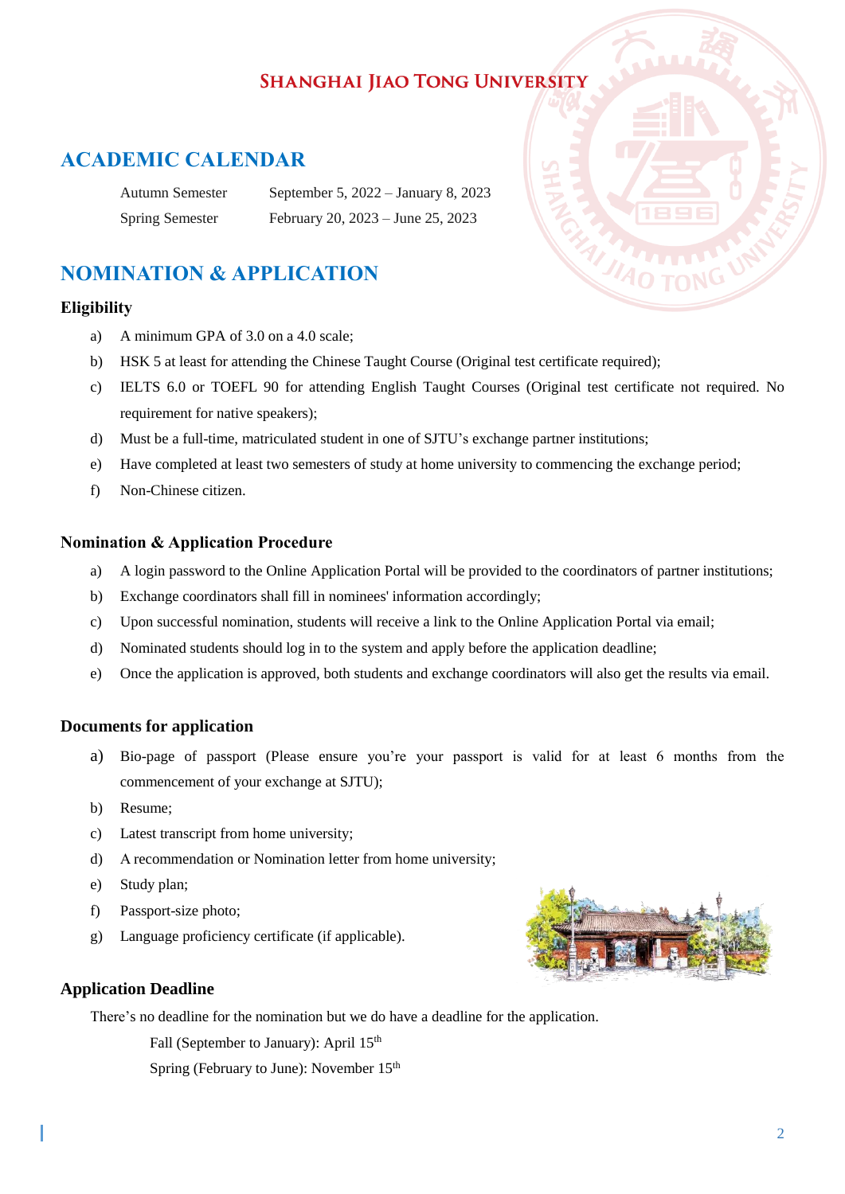# Shanghai Jiao Tong University

## ACADEMIC CALENDAR

| | |
|---|---|
| Autumn Semester | September 5, 2022 – January 8, 2023 |
| Spring Semester | February 20, 2023 – June 25, 2023 |

## NOMINATION & APPLICATION

### Eligibility

a) A minimum GPA of 3.0 on a 4.0 scale;

b) HSK 5 at least for attending the Chinese Taught Course (Original test certificate required);

c) IELTS 6.0 or TOEFL 90 for attending English Taught Courses (Original test certificate not required. No requirement for native speakers);

d) Must be a full-time, matriculated student in one of SJTU's exchange partner institutions;

e) Have completed at least two semesters of study at home university to commencing the exchange period;

f) Non-Chinese citizen.

### Nomination & Application Procedure

a) A login password to the Online Application Portal will be provided to the coordinators of partner institutions;

b) Exchange coordinators shall fill in nominees' information accordingly;

c) Upon successful nomination, students will receive a link to the Online Application Portal via email;

d) Nominated students should log in to the system and apply before the application deadline;

e) Once the application is approved, both students and exchange coordinators will also get the results via email.

### Documents for application

a) Bio-page of passport (Please ensure you're your passport is valid for at least 6 months from the commencement of your exchange at SJTU);

b) Resume;

c) Latest transcript from home university;

d) A recommendation or Nomination letter from home university;

e) Study plan;

f) Passport-size photo;

g) Language proficiency certificate (if applicable).

### Application Deadline

There's no deadline for the nomination but we do have a deadline for the application.

Fall (September to January): April 15th

Spring (February to June): November 15th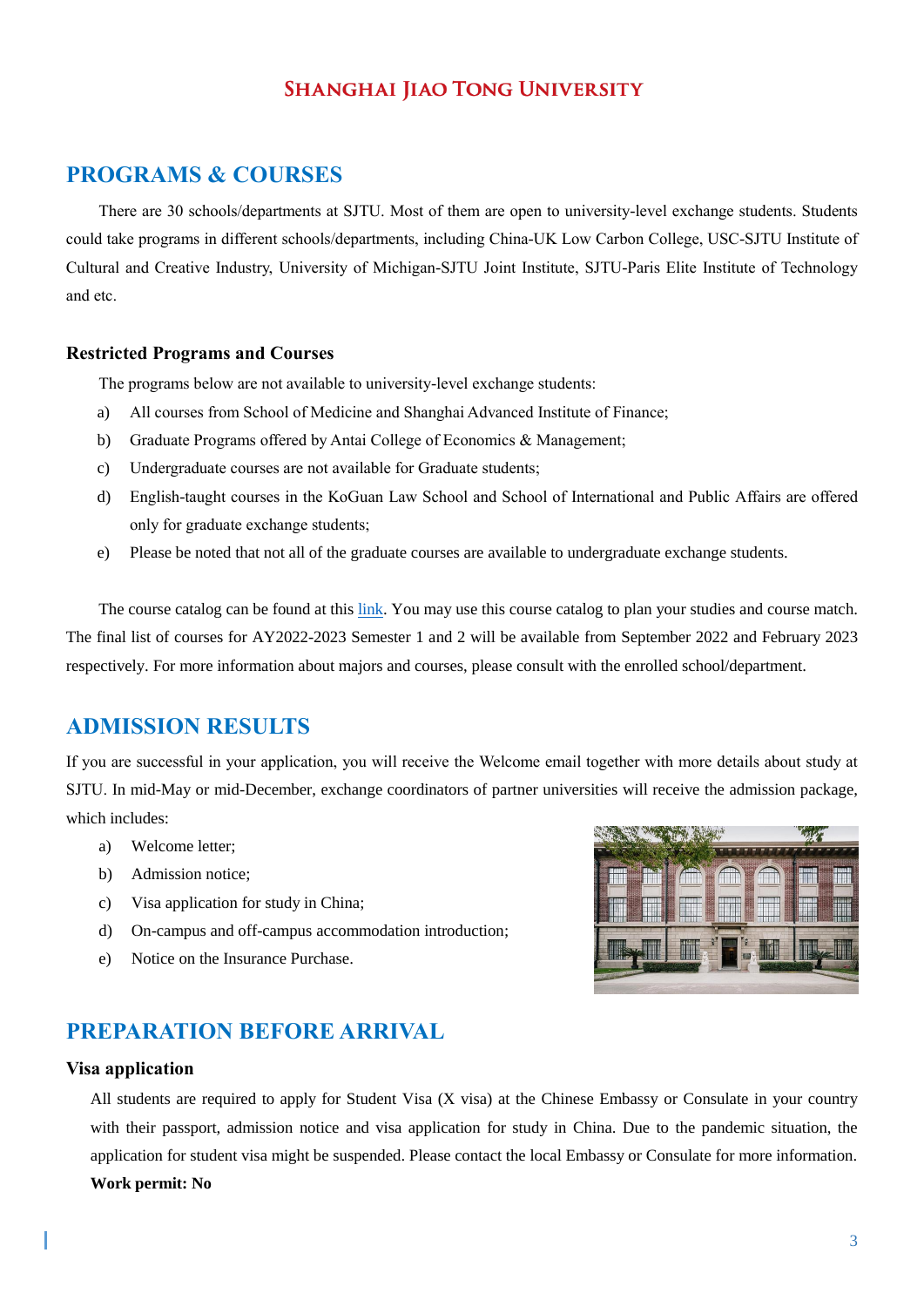# SHANGHAI JIAO TONG UNIVERSITY

## PROGRAMS & COURSES

There are 30 schools/departments at SJTU. Most of them are open to university-level exchange students. Students could take programs in different schools/departments, including China-UK Low Carbon College, USC-SJTU Institute of Cultural and Creative Industry, University of Michigan-SJTU Joint Institute, SJTU-Paris Elite Institute of Technology and etc.

### Restricted Programs and Courses

The programs below are not available to university-level exchange students:

a) All courses from School of Medicine and Shanghai Advanced Institute of Finance;
b) Graduate Programs offered by Antai College of Economics & Management;
c) Undergraduate courses are not available for Graduate students;
d) English-taught courses in the KoGuan Law School and School of International and Public Affairs are offered only for graduate exchange students;
e) Please be noted that not all of the graduate courses are available to undergraduate exchange students.

The course catalog can be found at this link. You may use this course catalog to plan your studies and course match. The final list of courses for AY2022-2023 Semester 1 and 2 will be available from September 2022 and February 2023 respectively. For more information about majors and courses, please consult with the enrolled school/department.

## ADMISSION RESULTS

If you are successful in your application, you will receive the Welcome email together with more details about study at SJTU. In mid-May or mid-December, exchange coordinators of partner universities will receive the admission package, which includes:

a) Welcome letter;
b) Admission notice;
c) Visa application for study in China;
d) On-campus and off-campus accommodation introduction;
e) Notice on the Insurance Purchase.

## PREPARATION BEFORE ARRIVAL

### Visa application

All students are required to apply for Student Visa (X visa) at the Chinese Embassy or Consulate in your country with their passport, admission notice and visa application for study in China. Due to the pandemic situation, the application for student visa might be suspended. Please contact the local Embassy or Consulate for more information.

**Work permit: No**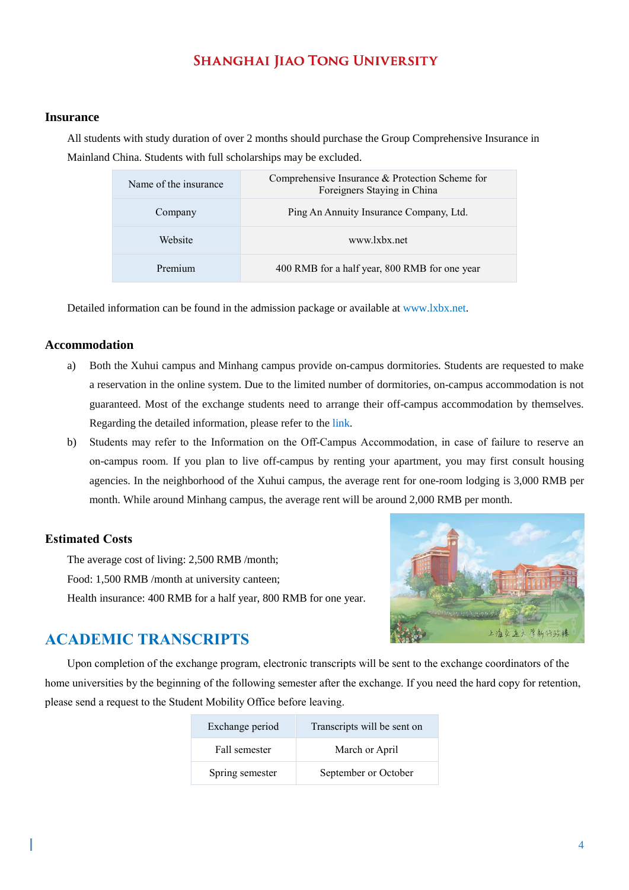### Insurance

All students with study duration of over 2 months should purchase the Group Comprehensive Insurance in Mainland China. Students with full scholarships may be excluded.

| Name of the insurance | Comprehensive Insurance & Protection Scheme for Foreigners Staying in China |
|---|---|
| Company | Ping An Annuity Insurance Company, Ltd. |
| Website | www.lxbx.net |
| Premium | 400 RMB for a half year, 800 RMB for one year |

Detailed information can be found in the admission package or available at www.lxbx.net.

### Accommodation

a) Both the Xuhui campus and Minhang campus provide on-campus dormitories. Students are requested to make a reservation in the online system. Due to the limited number of dormitories, on-campus accommodation is not guaranteed. Most of the exchange students need to arrange their off-campus accommodation by themselves. Regarding the detailed information, please refer to the link.

b) Students may refer to the Information on the Off-Campus Accommodation, in case of failure to reserve an on-campus room. If you plan to live off-campus by renting your apartment, you may first consult housing agencies. In the neighborhood of the Xuhui campus, the average rent for one-room lodging is 3,000 RMB per month. While around Minhang campus, the average rent will be around 2,000 RMB per month.

### Estimated Costs

The average cost of living: 2,500 RMB /month;
Food: 1,500 RMB /month at university canteen;
Health insurance: 400 RMB for a half year, 800 RMB for one year.

## ACADEMIC TRANSCRIPTS

Upon completion of the exchange program, electronic transcripts will be sent to the exchange coordinators of the home universities by the beginning of the following semester after the exchange. If you need the hard copy for retention, please send a request to the Student Mobility Office before leaving.

| Exchange period | Transcripts will be sent on |
|---|---|
| Fall semester | March or April |
| Spring semester | September or October |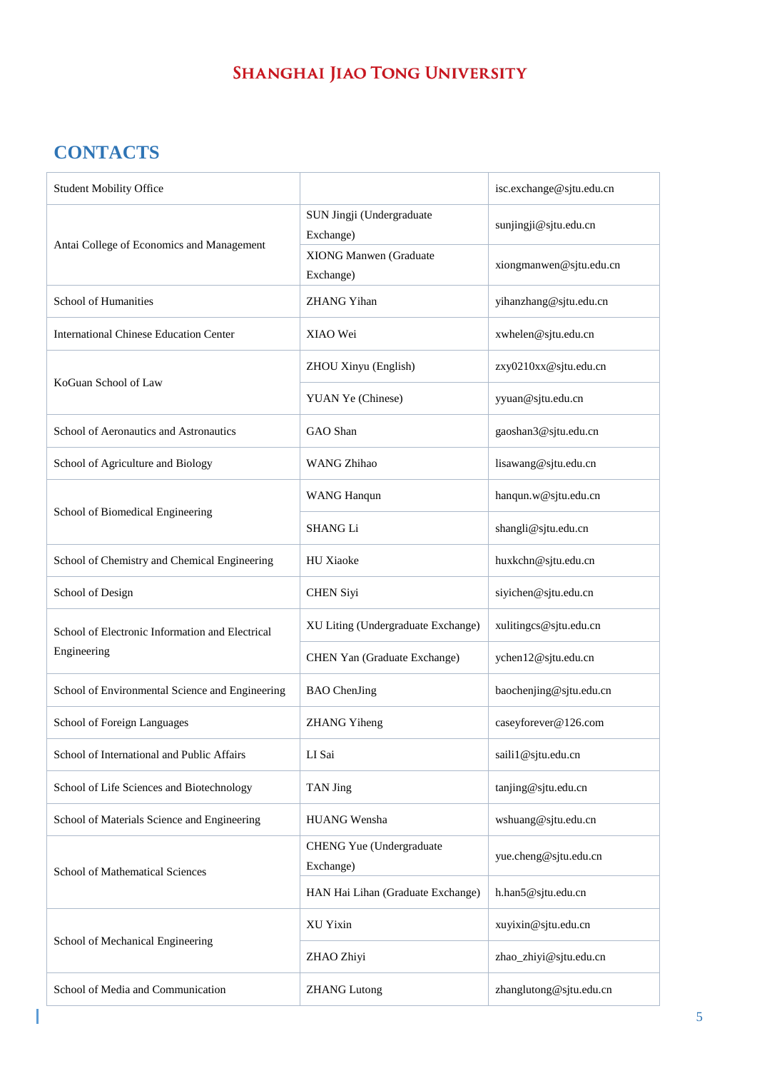# CONTACTS

| | | |
|---|---|---|
| Student Mobility Office | | isc.exchange@sjtu.edu.cn |
| Antai College of Economics and Management | SUN Jingji (Undergraduate Exchange) | sunjingji@sjtu.edu.cn |
| | XIONG Manwen (Graduate Exchange) | xiongmanwen@sjtu.edu.cn |
| School of Humanities | ZHANG Yihan | yihanzhang@sjtu.edu.cn |
| International Chinese Education Center | XIAO Wei | xwhelen@sjtu.edu.cn |
| KoGuan School of Law | ZHOU Xinyu (English) | zxy0210xx@sjtu.edu.cn |
| | YUAN Ye (Chinese) | yyuan@sjtu.edu.cn |
| School of Aeronautics and Astronautics | GAO Shan | gaoshan3@sjtu.edu.cn |
| School of Agriculture and Biology | WANG Zhihao | lisawang@sjtu.edu.cn |
| School of Biomedical Engineering | WANG Hanqun | hanqun.w@sjtu.edu.cn |
| | SHANG Li | shangli@sjtu.edu.cn |
| School of Chemistry and Chemical Engineering | HU Xiaoke | huxkchn@sjtu.edu.cn |
| School of Design | CHEN Siyi | siyichen@sjtu.edu.cn |
| School of Electronic Information and Electrical Engineering | XU Liting (Undergraduate Exchange) | xulitingcs@sjtu.edu.cn |
| | CHEN Yan (Graduate Exchange) | ychen12@sjtu.edu.cn |
| School of Environmental Science and Engineering | BAO ChenJing | baochenjing@sjtu.edu.cn |
| School of Foreign Languages | ZHANG Yiheng | caseyforever@126.com |
| School of International and Public Affairs | LI Sai | saili1@sjtu.edu.cn |
| School of Life Sciences and Biotechnology | TAN Jing | tanjing@sjtu.edu.cn |
| School of Materials Science and Engineering | HUANG Wensha | wshuang@sjtu.edu.cn |
| School of Mathematical Sciences | CHENG Yue (Undergraduate Exchange) | yue.cheng@sjtu.edu.cn |
| | HAN Hai Lihan (Graduate Exchange) | h.han5@sjtu.edu.cn |
| School of Mechanical Engineering | XU Yixin | xuyixin@sjtu.edu.cn |
| | ZHAO Zhiyi | zhao_zhiyi@sjtu.edu.cn |
| School of Media and Communication | ZHANG Lutong | zhanglutong@sjtu.edu.cn |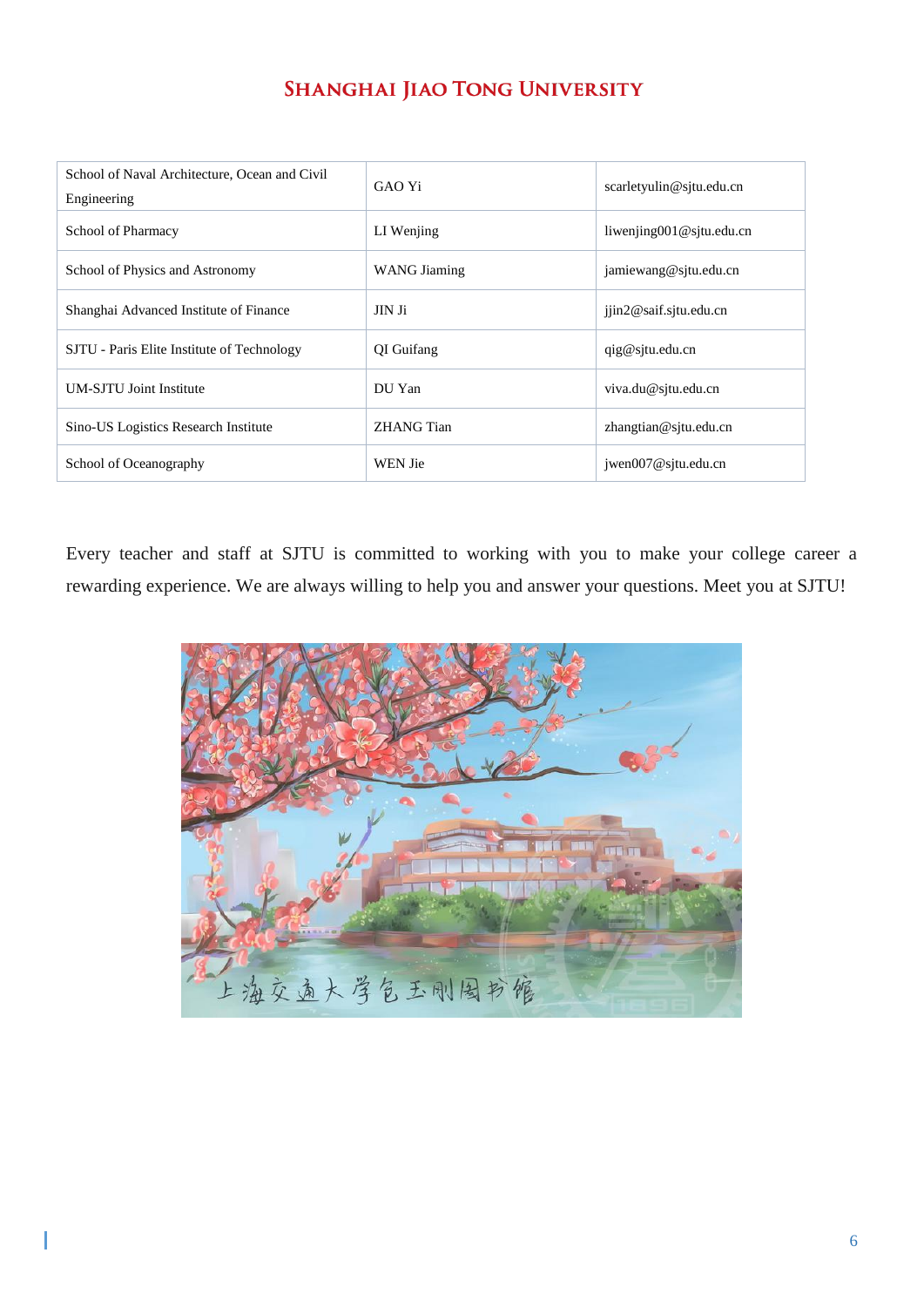| | | |
|---|---|---|
| School of Naval Architecture, Ocean and Civil Engineering | GAO Yi | scarletyulin@sjtu.edu.cn |
| School of Pharmacy | LI Wenjing | liwenjing001@sjtu.edu.cn |
| School of Physics and Astronomy | WANG Jiaming | jamiewang@sjtu.edu.cn |
| Shanghai Advanced Institute of Finance | JIN Ji | jjin2@saif.sjtu.edu.cn |
| SJTU - Paris Elite Institute of Technology | QI Guifang | qig@sjtu.edu.cn |
| UM-SJTU Joint Institute | DU Yan | viva.du@sjtu.edu.cn |
| Sino-US Logistics Research Institute | ZHANG Tian | zhangtian@sjtu.edu.cn |
| School of Oceanography | WEN Jie | jwen007@sjtu.edu.cn |

Every teacher and staff at SJTU is committed to working with you to make your college career a rewarding experience. We are always willing to help you and answer your questions. Meet you at SJTU!